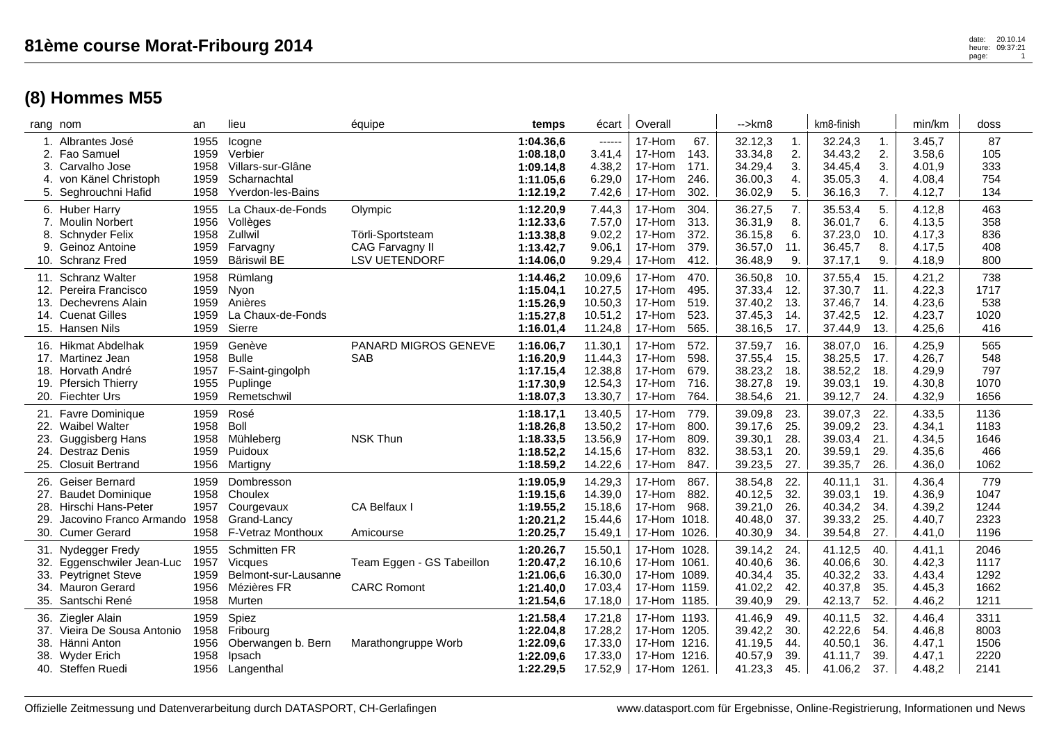# 81ème course Morat-Fribourg 2014

## (8) Hommes M55

| rang | nom | an | lieu | équipe | temps | écart | Overall | | -->km8 | | km8-finish | | min/km | doss |
|---|---|---|---|---|---|---|---|---|---|---|---|---|---|---|
| 1. | Albrantes José | 1955 | Icogne | | **1:04.36,6** | ------ | 17-Hom | 67. | 32.12,3 | 1. | 32.24,3 | 1. | 3.45,7 | 87 |
| 2. | Fao Samuel | 1959 | Verbier | | **1:08.18,0** | 3.41,4 | 17-Hom | 143. | 33.34,8 | 2. | 34.43,2 | 2. | 3.58,6 | 105 |
| 3. | Carvalho Jose | 1958 | Villars-sur-Glâne | | **1:09.14,8** | 4.38,2 | 17-Hom | 171. | 34.29,4 | 3. | 34.45,4 | 3. | 4.01,9 | 333 |
| 4. | von Känel Christoph | 1959 | Scharnachtal | | **1:11.05,6** | 6.29,0 | 17-Hom | 246. | 36.00,3 | 4. | 35.05,3 | 4. | 4.08,4 | 754 |
| 5. | Seghrouchni Hafid | 1958 | Yverdon-les-Bains | | **1:12.19,2** | 7.42,6 | 17-Hom | 302. | 36.02,9 | 5. | 36.16,3 | 7. | 4.12,7 | 134 |
| 6. | Huber Harry | 1955 | La Chaux-de-Fonds | Olympic | **1:12.20,9** | 7.44,3 | 17-Hom | 304. | 36.27,5 | 7. | 35.53,4 | 5. | 4.12,8 | 463 |
| 7. | Moulin Norbert | 1956 | Vollèges | | **1:12.33,6** | 7.57,0 | 17-Hom | 313. | 36.31,9 | 8. | 36.01,7 | 6. | 4.13,5 | 358 |
| 8. | Schnyder Felix | 1958 | Zullwil | Törli-Sportsteam | **1:13.38,8** | 9.02,2 | 17-Hom | 372. | 36.15,8 | 6. | 37.23,0 | 10. | 4.17,3 | 836 |
| 9. | Geinoz Antoine | 1959 | Farvagny | CAG Farvagny II | **1:13.42,7** | 9.06,1 | 17-Hom | 379. | 36.57,0 | 11. | 36.45,7 | 8. | 4.17,5 | 408 |
| 10. | Schranz Fred | 1959 | Bäriswil BE | LSV UETENDORF | **1:14.06,0** | 9.29,4 | 17-Hom | 412. | 36.48,9 | 9. | 37.17,1 | 9. | 4.18,9 | 800 |
| 11. | Schranz Walter | 1958 | Rümlang | | **1:14.46,2** | 10.09,6 | 17-Hom | 470. | 36.50,8 | 10. | 37.55,4 | 15. | 4.21,2 | 738 |
| 12. | Pereira Francisco | 1959 | Nyon | | **1:15.04,1** | 10.27,5 | 17-Hom | 495. | 37.33,4 | 12. | 37.30,7 | 11. | 4.22,3 | 1717 |
| 13. | Dechevrens Alain | 1959 | Anières | | **1:15.26,9** | 10.50,3 | 17-Hom | 519. | 37.40,2 | 13. | 37.46,7 | 14. | 4.23,6 | 538 |
| 14. | Cuenat Gilles | 1959 | La Chaux-de-Fonds | | **1:15.27,8** | 10.51,2 | 17-Hom | 523. | 37.45,3 | 14. | 37.42,5 | 12. | 4.23,7 | 1020 |
| 15. | Hansen Nils | 1959 | Sierre | | **1:16.01,4** | 11.24,8 | 17-Hom | 565. | 38.16,5 | 17. | 37.44,9 | 13. | 4.25,6 | 416 |
| 16. | Hikmat Abdelhak | 1959 | Genève | PANARD MIGROS GENEVE | **1:16.06,7** | 11.30,1 | 17-Hom | 572. | 37.59,7 | 16. | 38.07,0 | 16. | 4.25,9 | 565 |
| 17. | Martinez Jean | 1958 | Bulle | SAB | **1:16.20,9** | 11.44,3 | 17-Hom | 598. | 37.55,4 | 15. | 38.25,5 | 17. | 4.26,7 | 548 |
| 18. | Horvath André | 1957 | F-Saint-gingolph | | **1:17.15,4** | 12.38,8 | 17-Hom | 679. | 38.23,2 | 18. | 38.52,2 | 18. | 4.29,9 | 797 |
| 19. | Pfersich Thierry | 1955 | Puplinge | | **1:17.30,9** | 12.54,3 | 17-Hom | 716. | 38.27,8 | 19. | 39.03,1 | 19. | 4.30,8 | 1070 |
| 20. | Fiechter Urs | 1959 | Remetschwil | | **1:18.07,3** | 13.30,7 | 17-Hom | 764. | 38.54,6 | 21. | 39.12,7 | 24. | 4.32,9 | 1656 |
| 21. | Favre Dominique | 1959 | Rosé | | **1:18.17,1** | 13.40,5 | 17-Hom | 779. | 39.09,8 | 23. | 39.07,3 | 22. | 4.33,5 | 1136 |
| 22. | Waibel Walter | 1958 | Boll | | **1:18.26,8** | 13.50,2 | 17-Hom | 800. | 39.17,6 | 25. | 39.09,2 | 23. | 4.34,1 | 1183 |
| 23. | Guggisberg Hans | 1958 | Mühleberg | NSK Thun | **1:18.33,5** | 13.56,9 | 17-Hom | 809. | 39.30,1 | 28. | 39.03,4 | 21. | 4.34,5 | 1646 |
| 24. | Destraz Denis | 1959 | Puidoux | | **1:18.52,2** | 14.15,6 | 17-Hom | 832. | 38.53,1 | 20. | 39.59,1 | 29. | 4.35,6 | 466 |
| 25. | Closuit Bertrand | 1956 | Martigny | | **1:18.59,2** | 14.22,6 | 17-Hom | 847. | 39.23,5 | 27. | 39.35,7 | 26. | 4.36,0 | 1062 |
| 26. | Geiser Bernard | 1959 | Dombresson | | **1:19.05,9** | 14.29,3 | 17-Hom | 867. | 38.54,8 | 22. | 40.11,1 | 31. | 4.36,4 | 779 |
| 27. | Baudet Dominique | 1958 | Choulex | | **1:19.15,6** | 14.39,0 | 17-Hom | 882. | 40.12,5 | 32. | 39.03,1 | 19. | 4.36,9 | 1047 |
| 28. | Hirschi Hans-Peter | 1957 | Courgevaux | CA Belfaux I | **1:19.55,2** | 15.18,6 | 17-Hom | 968. | 39.21,0 | 26. | 40.34,2 | 34. | 4.39,2 | 1244 |
| 29. | Jacovino Franco Armando | 1958 | Grand-Lancy | | **1:20.21,2** | 15.44,6 | 17-Hom | 1018. | 40.48,0 | 37. | 39.33,2 | 25. | 4.40,7 | 2323 |
| 30. | Cumer Gerard | 1958 | F-Vetraz Monthoux | Amicourse | **1:20.25,7** | 15.49,1 | 17-Hom | 1026. | 40.30,9 | 34. | 39.54,8 | 27. | 4.41,0 | 1196 |
| 31. | Nydegger Fredy | 1955 | Schmitten FR | | **1:20.26,7** | 15.50,1 | 17-Hom | 1028. | 39.14,2 | 24. | 41.12,5 | 40. | 4.41,1 | 2046 |
| 32. | Eggenschwiler Jean-Luc | 1957 | Vicques | Team Eggen - GS Tabeillon | **1:20.47,2** | 16.10,6 | 17-Hom | 1061. | 40.40,6 | 36. | 40.06,6 | 30. | 4.42,3 | 1117 |
| 33. | Peytrignet Steve | 1959 | Belmont-sur-Lausanne | | **1:21.06,6** | 16.30,0 | 17-Hom | 1089. | 40.34,4 | 35. | 40.32,2 | 33. | 4.43,4 | 1292 |
| 34. | Mauron Gerard | 1956 | Mézières FR | CARC Romont | **1:21.40,0** | 17.03,4 | 17-Hom | 1159. | 41.02,2 | 42. | 40.37,8 | 35. | 4.45,3 | 1662 |
| 35. | Santschi René | 1958 | Murten | | **1:21.54,6** | 17.18,0 | 17-Hom | 1185. | 39.40,9 | 29. | 42.13,7 | 52. | 4.46,2 | 1211 |
| 36. | Ziegler Alain | 1959 | Spiez | | **1:21.58,4** | 17.21,8 | 17-Hom | 1193. | 41.46,9 | 49. | 40.11,5 | 32. | 4.46,4 | 3311 |
| 37. | Vieira De Sousa Antonio | 1958 | Fribourg | | **1:22.04,8** | 17.28,2 | 17-Hom | 1205. | 39.42,2 | 30. | 42.22,6 | 54. | 4.46,8 | 8003 |
| 38. | Hänni Anton | 1956 | Oberwangen b. Bern | Marathongruppe Worb | **1:22.09,6** | 17.33,0 | 17-Hom | 1216. | 41.19,5 | 44. | 40.50,1 | 36. | 4.47,1 | 1506 |
| 38. | Wyder Erich | 1958 | Ipsach | | **1:22.09,6** | 17.33,0 | 17-Hom | 1216. | 40.57,9 | 39. | 41.11,7 | 39. | 4.47,1 | 2220 |
| 40. | Steffen Ruedi | 1956 | Langenthal | | **1:22.29,5** | 17.52,9 | 17-Hom | 1261. | 41.23,3 | 45. | 41.06,2 | 37. | 4.48,2 | 2141 |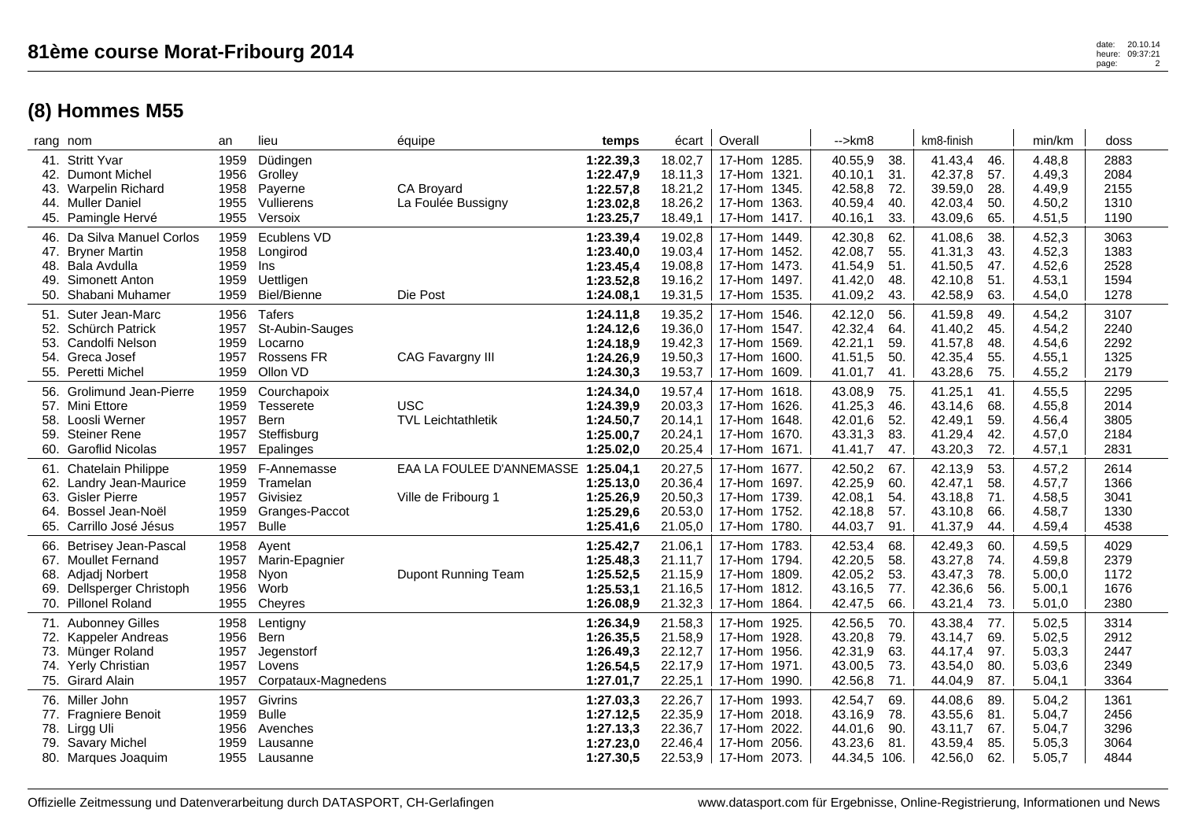# 81ème course Morat-Fribourg 2014

## (8) Hommes M55

| rang | nom | an | lieu | équipe | temps | écart | Overall | -->km8 | | km8-finish | | min/km | doss |
|---|---|---|---|---|---|---|---|---|---|---|---|---|---|
| 41. | Stritt Yvar | 1959 | Düdingen | | **1:22.39,3** | 18.02,7 | 17-Hom 1285. | 40.55,9 | 38. | 41.43,4 | 46. | 4.48,8 | 2883 |
| 42. | Dumont Michel | 1956 | Grolley | | **1:22.47,9** | 18.11,3 | 17-Hom 1321. | 40.10,1 | 31. | 42.37,8 | 57. | 4.49,3 | 2084 |
| 43. | Warpelin Richard | 1958 | Payerne | CA Broyard | **1:22.57,8** | 18.21,2 | 17-Hom 1345. | 42.58,8 | 72. | 39.59,0 | 28. | 4.49,9 | 2155 |
| 44. | Muller Daniel | 1955 | Vullierens | La Foulée Bussigny | **1:23.02,8** | 18.26,2 | 17-Hom 1363. | 40.59,4 | 40. | 42.03,4 | 50. | 4.50,2 | 1310 |
| 45. | Pamingle Hervé | 1955 | Versoix | | **1:23.25,7** | 18.49,1 | 17-Hom 1417. | 40.16,1 | 33. | 43.09,6 | 65. | 4.51,5 | 1190 |
| 46. | Da Silva Manuel Corlos | 1959 | Ecublens VD | | **1:23.39,4** | 19.02,8 | 17-Hom 1449. | 42.30,8 | 62. | 41.08,6 | 38. | 4.52,3 | 3063 |
| 47. | Bryner Martin | 1958 | Longirod | | **1:23.40,0** | 19.03,4 | 17-Hom 1452. | 42.08,7 | 55. | 41.31,3 | 43. | 4.52,3 | 1383 |
| 48. | Bala Avdulla | 1959 | Ins | | **1:23.45,4** | 19.08,8 | 17-Hom 1473. | 41.54,9 | 51. | 41.50,5 | 47. | 4.52,6 | 2528 |
| 49. | Simonett Anton | 1959 | Uettligen | | **1:23.52,8** | 19.16,2 | 17-Hom 1497. | 41.42,0 | 48. | 42.10,8 | 51. | 4.53,1 | 1594 |
| 50. | Shabani Muhamer | 1959 | Biel/Bienne | Die Post | **1:24.08,1** | 19.31,5 | 17-Hom 1535. | 41.09,2 | 43. | 42.58,9 | 63. | 4.54,0 | 1278 |
| 51. | Suter Jean-Marc | 1956 | Tafers | | **1:24.11,8** | 19.35,2 | 17-Hom 1546. | 42.12,0 | 56. | 41.59,8 | 49. | 4.54,2 | 3107 |
| 52. | Schürch Patrick | 1957 | St-Aubin-Sauges | | **1:24.12,6** | 19.36,0 | 17-Hom 1547. | 42.32,4 | 64. | 41.40,2 | 45. | 4.54,2 | 2240 |
| 53. | Candolfi Nelson | 1959 | Locarno | | **1:24.18,9** | 19.42,3 | 17-Hom 1569. | 42.21,1 | 59. | 41.57,8 | 48. | 4.54,6 | 2292 |
| 54. | Greca Josef | 1957 | Rossens FR | CAG Favargny III | **1:24.26,9** | 19.50,3 | 17-Hom 1600. | 41.51,5 | 50. | 42.35,4 | 55. | 4.55,1 | 1325 |
| 55. | Peretti Michel | 1959 | Ollon VD | | **1:24.30,3** | 19.53,7 | 17-Hom 1609. | 41.01,7 | 41. | 43.28,6 | 75. | 4.55,2 | 2179 |
| 56. | Grolimund Jean-Pierre | 1959 | Courchapoix | | **1:24.34,0** | 19.57,4 | 17-Hom 1618. | 43.08,9 | 75. | 41.25,1 | 41. | 4.55,5 | 2295 |
| 57. | Mini Ettore | 1959 | Tesserete | USC | **1:24.39,9** | 20.03,3 | 17-Hom 1626. | 41.25,3 | 46. | 43.14,6 | 68. | 4.55,8 | 2014 |
| 58. | Loosli Werner | 1957 | Bern | TVL Leichtathletik | **1:24.50,7** | 20.14,1 | 17-Hom 1648. | 42.01,6 | 52. | 42.49,1 | 59. | 4.56,4 | 3805 |
| 59. | Steiner Rene | 1957 | Steffisburg | | **1:25.00,7** | 20.24,1 | 17-Hom 1670. | 43.31,3 | 83. | 41.29,4 | 42. | 4.57,0 | 2184 |
| 60. | Garoflid Nicolas | 1957 | Epalinges | | **1:25.02,0** | 20.25,4 | 17-Hom 1671. | 41.41,7 | 47. | 43.20,3 | 72. | 4.57,1 | 2831 |
| 61. | Chatelain Philippe | 1959 | F-Annemasse | EAA LA FOULEE D'ANNEMASSE | **1:25.04,1** | 20.27,5 | 17-Hom 1677. | 42.50,2 | 67. | 42.13,9 | 53. | 4.57,2 | 2614 |
| 62. | Landry Jean-Maurice | 1959 | Tramelan | | **1:25.13,0** | 20.36,4 | 17-Hom 1697. | 42.25,9 | 60. | 42.47,1 | 58. | 4.57,7 | 1366 |
| 63. | Gisler Pierre | 1957 | Givisiez | Ville de Fribourg 1 | **1:25.26,9** | 20.50,3 | 17-Hom 1739. | 42.08,1 | 54. | 43.18,8 | 71. | 4.58,5 | 3041 |
| 64. | Bossel Jean-Noël | 1959 | Granges-Paccot | | **1:25.29,6** | 20.53,0 | 17-Hom 1752. | 42.18,8 | 57. | 43.10,8 | 66. | 4.58,7 | 1330 |
| 65. | Carrillo José Jésus | 1957 | Bulle | | **1:25.41,6** | 21.05,0 | 17-Hom 1780. | 44.03,7 | 91. | 41.37,9 | 44. | 4.59,4 | 4538 |
| 66. | Betrisey Jean-Pascal | 1958 | Ayent | | **1:25.42,7** | 21.06,1 | 17-Hom 1783. | 42.53,4 | 68. | 42.49,3 | 60. | 4.59,5 | 4029 |
| 67. | Moullet Fernand | 1957 | Marin-Epagnier | | **1:25.48,3** | 21.11,7 | 17-Hom 1794. | 42.20,5 | 58. | 43.27,8 | 74. | 4.59,8 | 2379 |
| 68. | Adjadj Norbert | 1958 | Nyon | Dupont Running Team | **1:25.52,5** | 21.15,9 | 17-Hom 1809. | 42.05,2 | 53. | 43.47,3 | 78. | 5.00,0 | 1172 |
| 69. | Dellsperger Christoph | 1956 | Worb | | **1:25.53,1** | 21.16,5 | 17-Hom 1812. | 43.16,5 | 77. | 42.36,6 | 56. | 5.00,1 | 1676 |
| 70. | Pillonel Roland | 1955 | Cheyres | | **1:26.08,9** | 21.32,3 | 17-Hom 1864. | 42.47,5 | 66. | 43.21,4 | 73. | 5.01,0 | 2380 |
| 71. | Aubonney Gilles | 1958 | Lentigny | | **1:26.34,9** | 21.58,3 | 17-Hom 1925. | 42.56,5 | 70. | 43.38,4 | 77. | 5.02,5 | 3314 |
| 72. | Kappeler Andreas | 1956 | Bern | | **1:26.35,5** | 21.58,9 | 17-Hom 1928. | 43.20,8 | 79. | 43.14,7 | 69. | 5.02,5 | 2912 |
| 73. | Münger Roland | 1957 | Jegenstorf | | **1:26.49,3** | 22.12,7 | 17-Hom 1956. | 42.31,9 | 63. | 44.17,4 | 97. | 5.03,3 | 2447 |
| 74. | Yerly Christian | 1957 | Lovens | | **1:26.54,5** | 22.17,9 | 17-Hom 1971. | 43.00,5 | 73. | 43.54,0 | 80. | 5.03,6 | 2349 |
| 75. | Girard Alain | 1957 | Corpataux-Magnedens | | **1:27.01,7** | 22.25,1 | 17-Hom 1990. | 42.56,8 | 71. | 44.04,9 | 87. | 5.04,1 | 3364 |
| 76. | Miller John | 1957 | Givrins | | **1:27.03,3** | 22.26,7 | 17-Hom 1993. | 42.54,7 | 69. | 44.08,6 | 89. | 5.04,2 | 1361 |
| 77. | Fragniere Benoit | 1959 | Bulle | | **1:27.12,5** | 22.35,9 | 17-Hom 2018. | 43.16,9 | 78. | 43.55,6 | 81. | 5.04,7 | 2456 |
| 78. | Lirgg Uli | 1956 | Avenches | | **1:27.13,3** | 22.36,7 | 17-Hom 2022. | 44.01,6 | 90. | 43.11,7 | 67. | 5.04,7 | 3296 |
| 79. | Savary Michel | 1959 | Lausanne | | **1:27.23,0** | 22.46,4 | 17-Hom 2056. | 43.23,6 | 81. | 43.59,4 | 85. | 5.05,3 | 3064 |
| 80. | Marques Joaquim | 1955 | Lausanne | | **1:27.30,5** | 22.53,9 | 17-Hom 2073. | 44.34,5 | 106. | 42.56,0 | 62. | 5.05,7 | 4844 |

Offizielle Zeitmessung und Datenverarbeitung durch DATASPORT, CH-Gerlafingen — www.datasport.com für Ergebnisse, Online-Registrierung, Informationen und News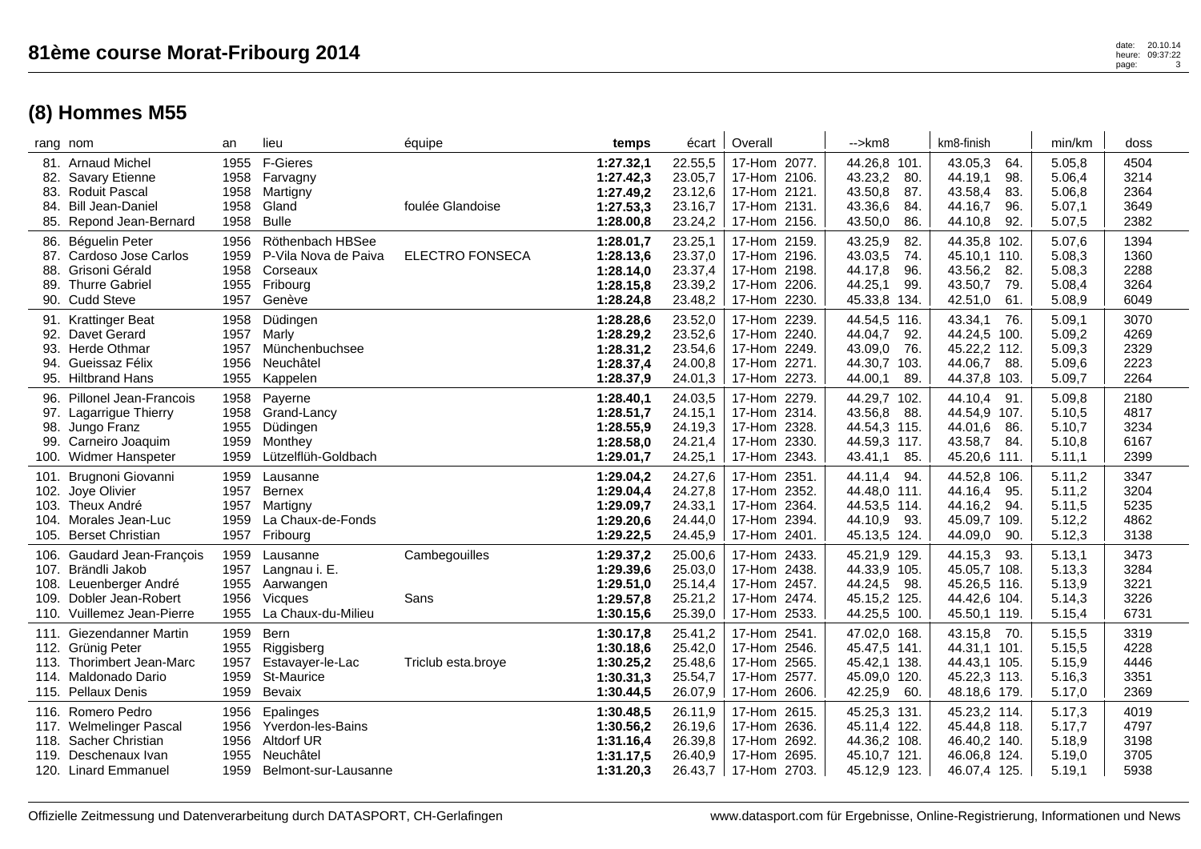# 81ème course Morat-Fribourg 2014

## (8) Hommes M55

| rang | nom | an | lieu | équipe | temps | écart | Overall | -->km8 | | km8-finish | | min/km | doss |
|---|---|---|---|---|---|---|---|---|---|---|---|---|---|
| 81. | Arnaud Michel | 1955 | F-Gieres | | **1:27.32,1** | 22.55,5 | 17-Hom 2077. | 44.26,8 | 101. | 43.05,3 | 64. | 5.05,8 | 4504 |
| 82. | Savary Etienne | 1958 | Farvagny | | **1:27.42,3** | 23.05,7 | 17-Hom 2106. | 43.23,2 | 80. | 44.19,1 | 98. | 5.06,4 | 3214 |
| 83. | Roduit Pascal | 1958 | Martigny | | **1:27.49,2** | 23.12,6 | 17-Hom 2121. | 43.50,8 | 87. | 43.58,4 | 83. | 5.06,8 | 2364 |
| 84. | Bill Jean-Daniel | 1958 | Gland | foulée Glandoise | **1:27.53,3** | 23.16,7 | 17-Hom 2131. | 43.36,6 | 84. | 44.16,7 | 96. | 5.07,1 | 3649 |
| 85. | Repond Jean-Bernard | 1958 | Bulle | | **1:28.00,8** | 23.24,2 | 17-Hom 2156. | 43.50,0 | 86. | 44.10,8 | 92. | 5.07,5 | 2382 |
| 86. | Béguelin Peter | 1956 | Röthenbach HBSee | | **1:28.01,7** | 23.25,1 | 17-Hom 2159. | 43.25,9 | 82. | 44.35,8 | 102. | 5.07,6 | 1394 |
| 87. | Cardoso Jose Carlos | 1959 | P-Vila Nova de Paiva | ELECTRO FONSECA | **1:28.13,6** | 23.37,0 | 17-Hom 2196. | 43.03,5 | 74. | 45.10,1 | 110. | 5.08,3 | 1360 |
| 88. | Grisoni Gérald | 1958 | Corseaux | | **1:28.14,0** | 23.37,4 | 17-Hom 2198. | 44.17,8 | 96. | 43.56,2 | 82. | 5.08,3 | 2288 |
| 89. | Thurre Gabriel | 1955 | Fribourg | | **1:28.15,8** | 23.39,2 | 17-Hom 2206. | 44.25,1 | 99. | 43.50,7 | 79. | 5.08,4 | 3264 |
| 90. | Cudd Steve | 1957 | Genève | | **1:28.24,8** | 23.48,2 | 17-Hom 2230. | 45.33,8 | 134. | 42.51,0 | 61. | 5.08,9 | 6049 |
| 91. | Krattinger Beat | 1958 | Düdingen | | **1:28.28,6** | 23.52,0 | 17-Hom 2239. | 44.54,5 | 116. | 43.34,1 | 76. | 5.09,1 | 3070 |
| 92. | Davet Gerard | 1957 | Marly | | **1:28.29,2** | 23.52,6 | 17-Hom 2240. | 44.04,7 | 92. | 44.24,5 | 100. | 5.09,2 | 4269 |
| 93. | Herde Othmar | 1957 | Münchenbuchsee | | **1:28.31,2** | 23.54,6 | 17-Hom 2249. | 43.09,0 | 76. | 45.22,2 | 112. | 5.09,3 | 2329 |
| 94. | Gueissaz Félix | 1956 | Neuchâtel | | **1:28.37,4** | 24.00,8 | 17-Hom 2271. | 44.30,7 | 103. | 44.06,7 | 88. | 5.09,6 | 2223 |
| 95. | Hiltbrand Hans | 1955 | Kappelen | | **1:28.37,9** | 24.01,3 | 17-Hom 2273. | 44.00,1 | 89. | 44.37,8 | 103. | 5.09,7 | 2264 |
| 96. | Pillonel Jean-Francois | 1958 | Payerne | | **1:28.40,1** | 24.03,5 | 17-Hom 2279. | 44.29,7 | 102. | 44.10,4 | 91. | 5.09,8 | 2180 |
| 97. | Lagarrigue Thierry | 1958 | Grand-Lancy | | **1:28.51,7** | 24.15,1 | 17-Hom 2314. | 43.56,8 | 88. | 44.54,9 | 107. | 5.10,5 | 4817 |
| 98. | Jungo Franz | 1955 | Düdingen | | **1:28.55,9** | 24.19,3 | 17-Hom 2328. | 44.54,3 | 115. | 44.01,6 | 86. | 5.10,7 | 3234 |
| 99. | Carneiro Joaquim | 1959 | Monthey | | **1:28.58,0** | 24.21,4 | 17-Hom 2330. | 44.59,3 | 117. | 43.58,7 | 84. | 5.10,8 | 6167 |
| 100. | Widmer Hanspeter | 1959 | Lützelflüh-Goldbach | | **1:29.01,7** | 24.25,1 | 17-Hom 2343. | 43.41,1 | 85. | 45.20,6 | 111. | 5.11,1 | 2399 |
| 101. | Brugnoni Giovanni | 1959 | Lausanne | | **1:29.04,2** | 24.27,6 | 17-Hom 2351. | 44.11,4 | 94. | 44.52,8 | 106. | 5.11,2 | 3347 |
| 102. | Joye Olivier | 1957 | Bernex | | **1:29.04,4** | 24.27,8 | 17-Hom 2352. | 44.48,0 | 111. | 44.16,4 | 95. | 5.11,2 | 3204 |
| 103. | Theux André | 1957 | Martigny | | **1:29.09,7** | 24.33,1 | 17-Hom 2364. | 44.53,5 | 114. | 44.16,2 | 94. | 5.11,5 | 5235 |
| 104. | Morales Jean-Luc | 1959 | La Chaux-de-Fonds | | **1:29.20,6** | 24.44,0 | 17-Hom 2394. | 44.10,9 | 93. | 45.09,7 | 109. | 5.12,2 | 4862 |
| 105. | Berset Christian | 1957 | Fribourg | | **1:29.22,5** | 24.45,9 | 17-Hom 2401. | 45.13,5 | 124. | 44.09,0 | 90. | 5.12,3 | 3138 |
| 106. | Gaudard Jean-François | 1959 | Lausanne | Cambegouilles | **1:29.37,2** | 25.00,6 | 17-Hom 2433. | 45.21,9 | 129. | 44.15,3 | 93. | 5.13,1 | 3473 |
| 107. | Brändli Jakob | 1957 | Langnau i. E. | | **1:29.39,6** | 25.03,0 | 17-Hom 2438. | 44.33,9 | 105. | 45.05,7 | 108. | 5.13,3 | 3284 |
| 108. | Leuenberger André | 1955 | Aarwangen | | **1:29.51,0** | 25.14,4 | 17-Hom 2457. | 44.24,5 | 98. | 45.26,5 | 116. | 5.13,9 | 3221 |
| 109. | Dobler Jean-Robert | 1956 | Vicques | Sans | **1:29.57,8** | 25.21,2 | 17-Hom 2474. | 45.15,2 | 125. | 44.42,6 | 104. | 5.14,3 | 3226 |
| 110. | Vuillemez Jean-Pierre | 1955 | La Chaux-du-Milieu | | **1:30.15,6** | 25.39,0 | 17-Hom 2533. | 44.25,5 | 100. | 45.50,1 | 119. | 5.15,4 | 6731 |
| 111. | Giezendanner Martin | 1959 | Bern | | **1:30.17,8** | 25.41,2 | 17-Hom 2541. | 47.02,0 | 168. | 43.15,8 | 70. | 5.15,5 | 3319 |
| 112. | Grünig Peter | 1955 | Riggisberg | | **1:30.18,6** | 25.42,0 | 17-Hom 2546. | 45.47,5 | 141. | 44.31,1 | 101. | 5.15,5 | 4228 |
| 113. | Thorimbert Jean-Marc | 1957 | Estavayer-le-Lac | Triclub esta.broye | **1:30.25,2** | 25.48,6 | 17-Hom 2565. | 45.42,1 | 138. | 44.43,1 | 105. | 5.15,9 | 4446 |
| 114. | Maldonado Dario | 1959 | St-Maurice | | **1:30.31,3** | 25.54,7 | 17-Hom 2577. | 45.09,0 | 120. | 45.22,3 | 113. | 5.16,3 | 3351 |
| 115. | Pellaux Denis | 1959 | Bevaix | | **1:30.44,5** | 26.07,9 | 17-Hom 2606. | 42.25,9 | 60. | 48.18,6 | 179. | 5.17,0 | 2369 |
| 116. | Romero Pedro | 1956 | Epalinges | | **1:30.48,5** | 26.11,9 | 17-Hom 2615. | 45.25,3 | 131. | 45.23,2 | 114. | 5.17,3 | 4019 |
| 117. | Welmelinger Pascal | 1956 | Yverdon-les-Bains | | **1:30.56,2** | 26.19,6 | 17-Hom 2636. | 45.11,4 | 122. | 45.44,8 | 118. | 5.17,7 | 4797 |
| 118. | Sacher Christian | 1956 | Altdorf UR | | **1:31.16,4** | 26.39,8 | 17-Hom 2692. | 44.36,2 | 108. | 46.40,2 | 140. | 5.18,9 | 3198 |
| 119. | Deschenaux Ivan | 1955 | Neuchâtel | | **1:31.17,5** | 26.40,9 | 17-Hom 2695. | 45.10,7 | 121. | 46.06,8 | 124. | 5.19,0 | 3705 |
| 120. | Linard Emmanuel | 1959 | Belmont-sur-Lausanne | | **1:31.20,3** | 26.43,7 | 17-Hom 2703. | 45.12,9 | 123. | 46.07,4 | 125. | 5.19,1 | 5938 |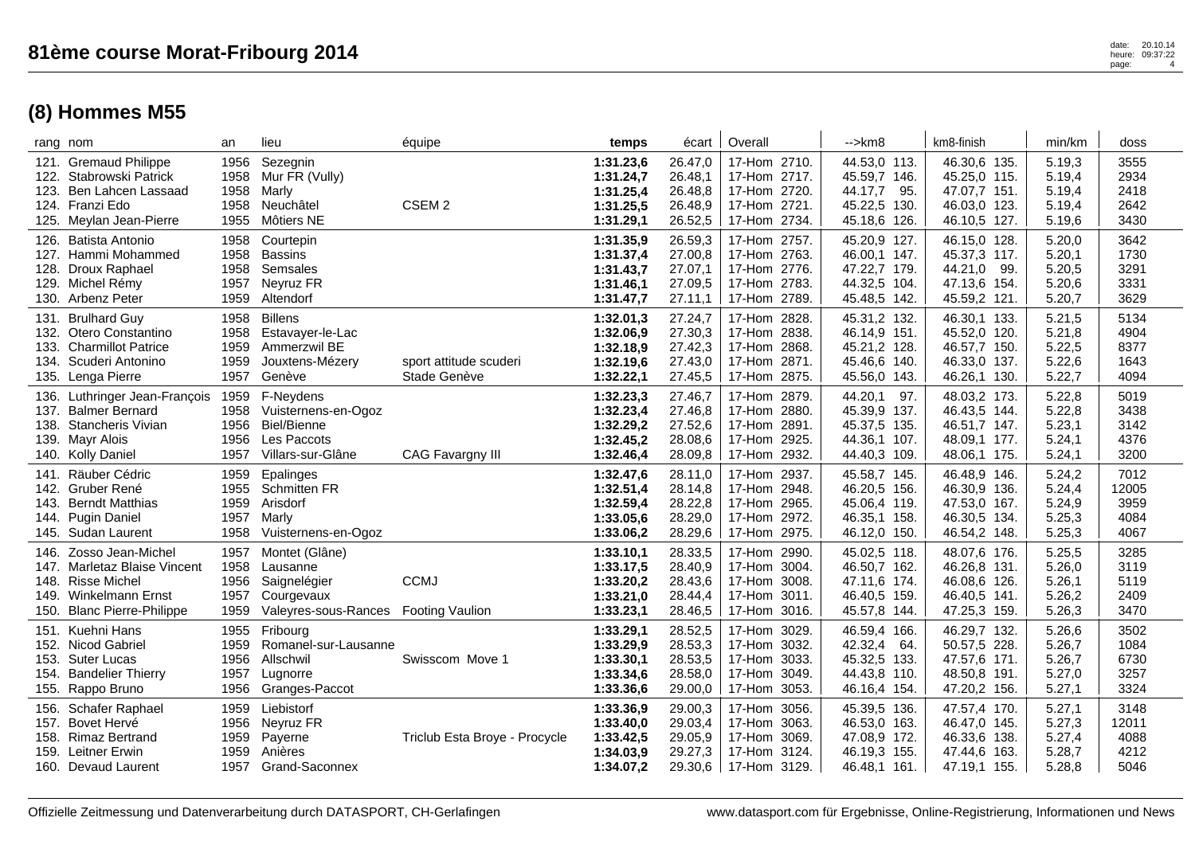# 81ème course Morat-Fribourg 2014

## (8) Hommes M55

| rang | nom | an | lieu | équipe | temps | écart | Overall | -->km8 | km8-finish | min/km | doss |
|---|---|---|---|---|---|---|---|---|---|---|---|
| 121. | Gremaud Philippe | 1956 | Sezegnin | | **1:31.23,6** | 26.47,0 | 17-Hom 2710. | 44.53,0 113. | 46.30,6 135. | 5.19,3 | 3555 |
| 122. | Stabrowski Patrick | 1958 | Mur FR (Vully) | | **1:31.24,7** | 26.48,1 | 17-Hom 2717. | 45.59,7 146. | 45.25,0 115. | 5.19,4 | 2934 |
| 123. | Ben Lahcen Lassaad | 1958 | Marly | | **1:31.25,4** | 26.48,8 | 17-Hom 2720. | 44.17,7 95. | 47.07,7 151. | 5.19,4 | 2418 |
| 124. | Franzi Edo | 1958 | Neuchâtel | CSEM 2 | **1:31.25,5** | 26.48,9 | 17-Hom 2721. | 45.22,5 130. | 46.03,0 123. | 5.19,4 | 2642 |
| 125. | Meylan Jean-Pierre | 1955 | Môtiers NE | | **1:31.29,1** | 26.52,5 | 17-Hom 2734. | 45.18,6 126. | 46.10,5 127. | 5.19,6 | 3430 |
| 126. | Batista Antonio | 1958 | Courtepin | | **1:31.35,9** | 26.59,3 | 17-Hom 2757. | 45.20,9 127. | 46.15,0 128. | 5.20,0 | 3642 |
| 127. | Hammi Mohammed | 1958 | Bassins | | **1:31.37,4** | 27.00,8 | 17-Hom 2763. | 46.00,1 147. | 45.37,3 117. | 5.20,1 | 1730 |
| 128. | Droux Raphael | 1958 | Semsales | | **1:31.43,7** | 27.07,1 | 17-Hom 2776. | 47.22,7 179. | 44.21,0 99. | 5.20,5 | 3291 |
| 129. | Michel Rémy | 1957 | Neyruz FR | | **1:31.46,1** | 27.09,5 | 17-Hom 2783. | 44.32,5 104. | 47.13,6 154. | 5.20,6 | 3331 |
| 130. | Arbenz Peter | 1959 | Altendorf | | **1:31.47,7** | 27.11,1 | 17-Hom 2789. | 45.48,5 142. | 45.59,2 121. | 5.20,7 | 3629 |
| 131. | Brulhard Guy | 1958 | Billens | | **1:32.01,3** | 27.24,7 | 17-Hom 2828. | 45.31,2 132. | 46.30,1 133. | 5.21,5 | 5134 |
| 132. | Otero Constantino | 1958 | Estavayer-le-Lac | | **1:32.06,9** | 27.30,3 | 17-Hom 2838. | 46.14,9 151. | 45.52,0 120. | 5.21,8 | 4904 |
| 133. | Charmillot Patrice | 1959 | Ammerzwil BE | | **1:32.18,9** | 27.42,3 | 17-Hom 2868. | 45.21,2 128. | 46.57,7 150. | 5.22,5 | 8377 |
| 134. | Scuderi Antonino | 1959 | Jouxtens-Mézery | sport attitude scuderi | **1:32.19,6** | 27.43,0 | 17-Hom 2871. | 45.46,6 140. | 46.33,0 137. | 5.22,6 | 1643 |
| 135. | Lenga Pierre | 1957 | Genève | Stade Genève | **1:32.22,1** | 27.45,5 | 17-Hom 2875. | 45.56,0 143. | 46.26,1 130. | 5.22,7 | 4094 |
| 136. | Luthringer Jean-François | 1959 | F-Neydens | | **1:32.23,3** | 27.46,7 | 17-Hom 2879. | 44.20,1 97. | 48.03,2 173. | 5.22,8 | 5019 |
| 137. | Balmer Bernard | 1958 | Vuisternens-en-Ogoz | | **1:32.23,4** | 27.46,8 | 17-Hom 2880. | 45.39,9 137. | 46.43,5 144. | 5.22,8 | 3438 |
| 138. | Stancheris Vivian | 1956 | Biel/Bienne | | **1:32.29,2** | 27.52,6 | 17-Hom 2891. | 45.37,5 135. | 46.51,7 147. | 5.23,1 | 3142 |
| 139. | Mayr Alois | 1956 | Les Paccots | | **1:32.45,2** | 28.08,6 | 17-Hom 2925. | 44.36,1 107. | 48.09,1 177. | 5.24,1 | 4376 |
| 140. | Kolly Daniel | 1957 | Villars-sur-Glâne | CAG Favargny III | **1:32.46,4** | 28.09,8 | 17-Hom 2932. | 44.40,3 109. | 48.06,1 175. | 5.24,1 | 3200 |
| 141. | Räuber Cédric | 1959 | Epalinges | | **1:32.47,6** | 28.11,0 | 17-Hom 2937. | 45.58,7 145. | 46.48,9 146. | 5.24,2 | 7012 |
| 142. | Gruber René | 1955 | Schmitten FR | | **1:32.51,4** | 28.14,8 | 17-Hom 2948. | 46.20,5 156. | 46.30,9 136. | 5.24,4 | 12005 |
| 143. | Berndt Matthias | 1959 | Arisdorf | | **1:32.59,4** | 28.22,8 | 17-Hom 2965. | 45.06,4 119. | 47.53,0 167. | 5.24,9 | 3959 |
| 144. | Pugin Daniel | 1957 | Marly | | **1:33.05,6** | 28.29,0 | 17-Hom 2972. | 46.35,1 158. | 46.30,5 134. | 5.25,3 | 4084 |
| 145. | Sudan Laurent | 1958 | Vuisternens-en-Ogoz | | **1:33.06,2** | 28.29,6 | 17-Hom 2975. | 46.12,0 150. | 46.54,2 148. | 5.25,3 | 4067 |
| 146. | Zosso Jean-Michel | 1957 | Montet (Glâne) | | **1:33.10,1** | 28.33,5 | 17-Hom 2990. | 45.02,5 118. | 48.07,6 176. | 5.25,5 | 3285 |
| 147. | Marletaz Blaise Vincent | 1958 | Lausanne | | **1:33.17,5** | 28.40,9 | 17-Hom 3004. | 46.50,7 162. | 46.26,8 131. | 5.26,0 | 3119 |
| 148. | Risse Michel | 1956 | Saignelégier | CCMJ | **1:33.20,2** | 28.43,6 | 17-Hom 3008. | 47.11,6 174. | 46.08,6 126. | 5.26,1 | 5119 |
| 149. | Winkelmann Ernst | 1957 | Courgevaux | | **1:33.21,0** | 28.44,4 | 17-Hom 3011. | 46.40,5 159. | 46.40,5 141. | 5.26,2 | 2409 |
| 150. | Blanc Pierre-Philippe | 1959 | Valeyres-sous-Rances | Footing Vaulion | **1:33.23,1** | 28.46,5 | 17-Hom 3016. | 45.57,8 144. | 47.25,3 159. | 5.26,3 | 3470 |
| 151. | Kuehni Hans | 1955 | Fribourg | | **1:33.29,1** | 28.52,5 | 17-Hom 3029. | 46.59,4 166. | 46.29,7 132. | 5.26,6 | 3502 |
| 152. | Nicod Gabriel | 1959 | Romanel-sur-Lausanne | | **1:33.29,9** | 28.53,3 | 17-Hom 3032. | 42.32,4 64. | 50.57,5 228. | 5.26,7 | 1084 |
| 153. | Suter Lucas | 1956 | Allschwil | Swisscom Move 1 | **1:33.30,1** | 28.53,5 | 17-Hom 3033. | 45.32,5 133. | 47.57,6 171. | 5.26,7 | 6730 |
| 154. | Bandelier Thierry | 1957 | Lugnorre | | **1:33.34,6** | 28.58,0 | 17-Hom 3049. | 44.43,8 110. | 48.50,8 191. | 5.27,0 | 3257 |
| 155. | Rappo Bruno | 1956 | Granges-Paccot | | **1:33.36,6** | 29.00,0 | 17-Hom 3053. | 46.16,4 154. | 47.20,2 156. | 5.27,1 | 3324 |
| 156. | Schafer Raphael | 1959 | Liebistorf | | **1:33.36,9** | 29.00,3 | 17-Hom 3056. | 45.39,5 136. | 47.57,4 170. | 5.27,1 | 3148 |
| 157. | Bovet Hervé | 1956 | Neyruz FR | | **1:33.40,0** | 29.03,4 | 17-Hom 3063. | 46.53,0 163. | 46.47,0 145. | 5.27,3 | 12011 |
| 158. | Rimaz Bertrand | 1959 | Payerne | Triclub Esta Broye - Procycle | **1:33.42,5** | 29.05,9 | 17-Hom 3069. | 47.08,9 172. | 46.33,6 138. | 5.27,4 | 4088 |
| 159. | Leitner Erwin | 1959 | Anières | | **1:34.03,9** | 29.27,3 | 17-Hom 3124. | 46.19,3 155. | 47.44,6 163. | 5.28,7 | 4212 |
| 160. | Devaud Laurent | 1957 | Grand-Saconnex | | **1:34.07,2** | 29.30,6 | 17-Hom 3129. | 46.48,1 161. | 47.19,1 155. | 5.28,8 | 5046 |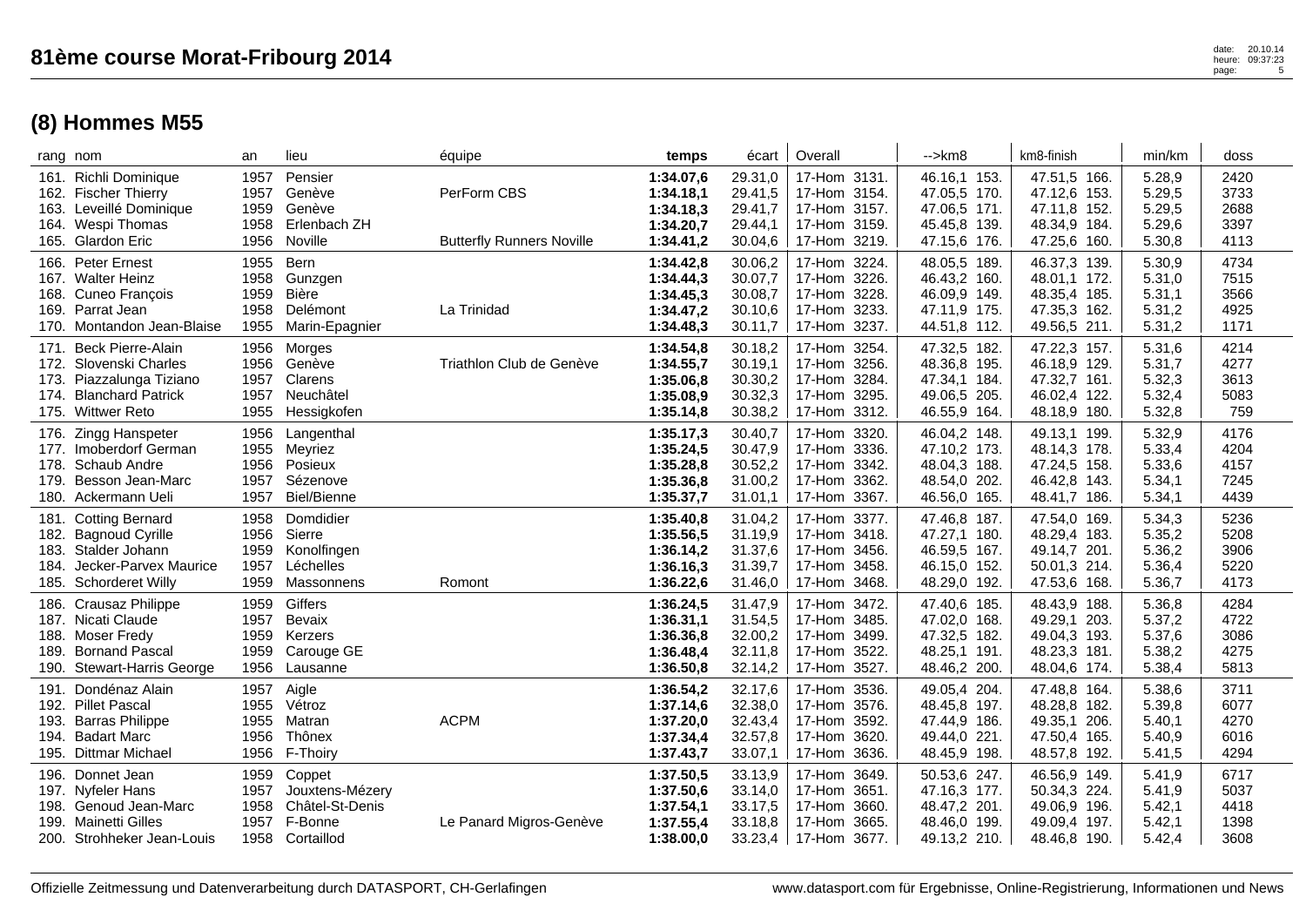# 81ème course Morat-Fribourg 2014

## (8) Hommes M55

| rang | nom | an | lieu | équipe | temps | écart | Overall | -->km8 | km8-finish | min/km | doss |
|---|---|---|---|---|---|---|---|---|---|---|---|
| 161. | Richli Dominique | 1957 | Pensier | | **1:34.07,6** | 29.31,0 | 17-Hom 3131. | 46.16,1 153. | 47.51,5 166. | 5.28,9 | 2420 |
| 162. | Fischer Thierry | 1957 | Genève | PerForm CBS | **1:34.18,1** | 29.41,5 | 17-Hom 3154. | 47.05,5 170. | 47.12,6 153. | 5.29,5 | 3733 |
| 163. | Leveillé Dominique | 1959 | Genève | | **1:34.18,3** | 29.41,7 | 17-Hom 3157. | 47.06,5 171. | 47.11,8 152. | 5.29,5 | 2688 |
| 164. | Wespi Thomas | 1958 | Erlenbach ZH | | **1:34.20,7** | 29.44,1 | 17-Hom 3159. | 45.45,8 139. | 48.34,9 184. | 5.29,6 | 3397 |
| 165. | Glardon Eric | 1956 | Noville | Butterfly Runners Noville | **1:34.41,2** | 30.04,6 | 17-Hom 3219. | 47.15,6 176. | 47.25,6 160. | 5.30,8 | 4113 |
| 166. | Peter Ernest | 1955 | Bern | | **1:34.42,8** | 30.06,2 | 17-Hom 3224. | 48.05,5 189. | 46.37,3 139. | 5.30,9 | 4734 |
| 167. | Walter Heinz | 1958 | Gunzgen | | **1:34.44,3** | 30.07,7 | 17-Hom 3226. | 46.43,2 160. | 48.01,1 172. | 5.31,0 | 7515 |
| 168. | Cuneo François | 1959 | Bière | | **1:34.45,3** | 30.08,7 | 17-Hom 3228. | 46.09,9 149. | 48.35,4 185. | 5.31,1 | 3566 |
| 169. | Parrat Jean | 1958 | Delémont | La Trinidad | **1:34.47,2** | 30.10,6 | 17-Hom 3233. | 47.11,9 175. | 47.35,3 162. | 5.31,2 | 4925 |
| 170. | Montandon Jean-Blaise | 1955 | Marin-Epagnier | | **1:34.48,3** | 30.11,7 | 17-Hom 3237. | 44.51,8 112. | 49.56,5 211. | 5.31,2 | 1171 |
| 171. | Beck Pierre-Alain | 1956 | Morges | | **1:34.54,8** | 30.18,2 | 17-Hom 3254. | 47.32,5 182. | 47.22,3 157. | 5.31,6 | 4214 |
| 172. | Slovenski Charles | 1956 | Genève | Triathlon Club de Genève | **1:34.55,7** | 30.19,1 | 17-Hom 3256. | 48.36,8 195. | 46.18,9 129. | 5.31,7 | 4277 |
| 173. | Piazzalunga Tiziano | 1957 | Clarens | | **1:35.06,8** | 30.30,2 | 17-Hom 3284. | 47.34,1 184. | 47.32,7 161. | 5.32,3 | 3613 |
| 174. | Blanchard Patrick | 1957 | Neuchâtel | | **1:35.08,9** | 30.32,3 | 17-Hom 3295. | 49.06,5 205. | 46.02,4 122. | 5.32,4 | 5083 |
| 175. | Wittwer Reto | 1955 | Hessigkofen | | **1:35.14,8** | 30.38,2 | 17-Hom 3312. | 46.55,9 164. | 48.18,9 180. | 5.32,8 | 759 |
| 176. | Zingg Hanspeter | 1956 | Langenthal | | **1:35.17,3** | 30.40,7 | 17-Hom 3320. | 46.04,2 148. | 49.13,1 199. | 5.32,9 | 4176 |
| 177. | Imoberdorf German | 1955 | Meyriez | | **1:35.24,5** | 30.47,9 | 17-Hom 3336. | 47.10,2 173. | 48.14,3 178. | 5.33,4 | 4204 |
| 178. | Schaub Andre | 1956 | Posieux | | **1:35.28,8** | 30.52,2 | 17-Hom 3342. | 48.04,3 188. | 47.24,5 158. | 5.33,6 | 4157 |
| 179. | Besson Jean-Marc | 1957 | Sézenove | | **1:35.36,8** | 31.00,2 | 17-Hom 3362. | 48.54,0 202. | 46.42,8 143. | 5.34,1 | 7245 |
| 180. | Ackermann Ueli | 1957 | Biel/Bienne | | **1:35.37,7** | 31.01,1 | 17-Hom 3367. | 46.56,0 165. | 48.41,7 186. | 5.34,1 | 4439 |
| 181. | Cotting Bernard | 1958 | Domdidier | | **1:35.40,8** | 31.04,2 | 17-Hom 3377. | 47.46,8 187. | 47.54,0 169. | 5.34,3 | 5236 |
| 182. | Bagnoud Cyrille | 1956 | Sierre | | **1:35.56,5** | 31.19,9 | 17-Hom 3418. | 47.27,1 180. | 48.29,4 183. | 5.35,2 | 5208 |
| 183. | Stalder Johann | 1959 | Konolfingen | | **1:36.14,2** | 31.37,6 | 17-Hom 3456. | 46.59,5 167. | 49.14,7 201. | 5.36,2 | 3906 |
| 184. | Jecker-Parvex Maurice | 1957 | Léchelles | | **1:36.16,3** | 31.39,7 | 17-Hom 3458. | 46.15,0 152. | 50.01,3 214. | 5.36,4 | 5220 |
| 185. | Schorderet Willy | 1959 | Massonnens | Romont | **1:36.22,6** | 31.46,0 | 17-Hom 3468. | 48.29,0 192. | 47.53,6 168. | 5.36,7 | 4173 |
| 186. | Crausaz Philippe | 1959 | Giffers | | **1:36.24,5** | 31.47,9 | 17-Hom 3472. | 47.40,6 185. | 48.43,9 188. | 5.36,8 | 4284 |
| 187. | Nicati Claude | 1957 | Bevaix | | **1:36.31,1** | 31.54,5 | 17-Hom 3485. | 47.02,0 168. | 49.29,1 203. | 5.37,2 | 4722 |
| 188. | Moser Fredy | 1959 | Kerzers | | **1:36.36,8** | 32.00,2 | 17-Hom 3499. | 47.32,5 182. | 49.04,3 193. | 5.37,6 | 3086 |
| 189. | Bornand Pascal | 1959 | Carouge GE | | **1:36.48,4** | 32.11,8 | 17-Hom 3522. | 48.25,1 191. | 48.23,3 181. | 5.38,2 | 4275 |
| 190. | Stewart-Harris George | 1956 | Lausanne | | **1:36.50,8** | 32.14,2 | 17-Hom 3527. | 48.46,2 200. | 48.04,6 174. | 5.38,4 | 5813 |
| 191. | Dondénaz Alain | 1957 | Aigle | | **1:36.54,2** | 32.17,6 | 17-Hom 3536. | 49.05,4 204. | 47.48,8 164. | 5.38,6 | 3711 |
| 192. | Pillet Pascal | 1955 | Vétroz | | **1:37.14,6** | 32.38,0 | 17-Hom 3576. | 48.45,8 197. | 48.28,8 182. | 5.39,8 | 6077 |
| 193. | Barras Philippe | 1955 | Matran | ACPM | **1:37.20,0** | 32.43,4 | 17-Hom 3592. | 47.44,9 186. | 49.35,1 206. | 5.40,1 | 4270 |
| 194. | Badart Marc | 1956 | Thônex | | **1:37.34,4** | 32.57,8 | 17-Hom 3620. | 49.44,0 221. | 47.50,4 165. | 5.40,9 | 6016 |
| 195. | Dittmar Michael | 1956 | F-Thoiry | | **1:37.43,7** | 33.07,1 | 17-Hom 3636. | 48.45,9 198. | 48.57,8 192. | 5.41,5 | 4294 |
| 196. | Donnet Jean | 1959 | Coppet | | **1:37.50,5** | 33.13,9 | 17-Hom 3649. | 50.53,6 247. | 46.56,9 149. | 5.41,9 | 6717 |
| 197. | Nyfeler Hans | 1957 | Jouxtens-Mézery | | **1:37.50,6** | 33.14,0 | 17-Hom 3651. | 47.16,3 177. | 50.34,3 224. | 5.41,9 | 5037 |
| 198. | Genoud Jean-Marc | 1958 | Châtel-St-Denis | | **1:37.54,1** | 33.17,5 | 17-Hom 3660. | 48.47,2 201. | 49.06,9 196. | 5.42,1 | 4418 |
| 199. | Mainetti Gilles | 1957 | F-Bonne | Le Panard Migros-Genève | **1:37.55,4** | 33.18,8 | 17-Hom 3665. | 48.46,0 199. | 49.09,4 197. | 5.42,1 | 1398 |
| 200. | Strohheker Jean-Louis | 1958 | Cortaillod | | **1:38.00,0** | 33.23,4 | 17-Hom 3677. | 49.13,2 210. | 48.46,8 190. | 5.42,4 | 3608 |

Offizielle Zeitmessung und Datenverarbeitung durch DATASPORT, CH-Gerlafingen — www.datasport.com für Ergebnisse, Online-Registrierung, Informationen und News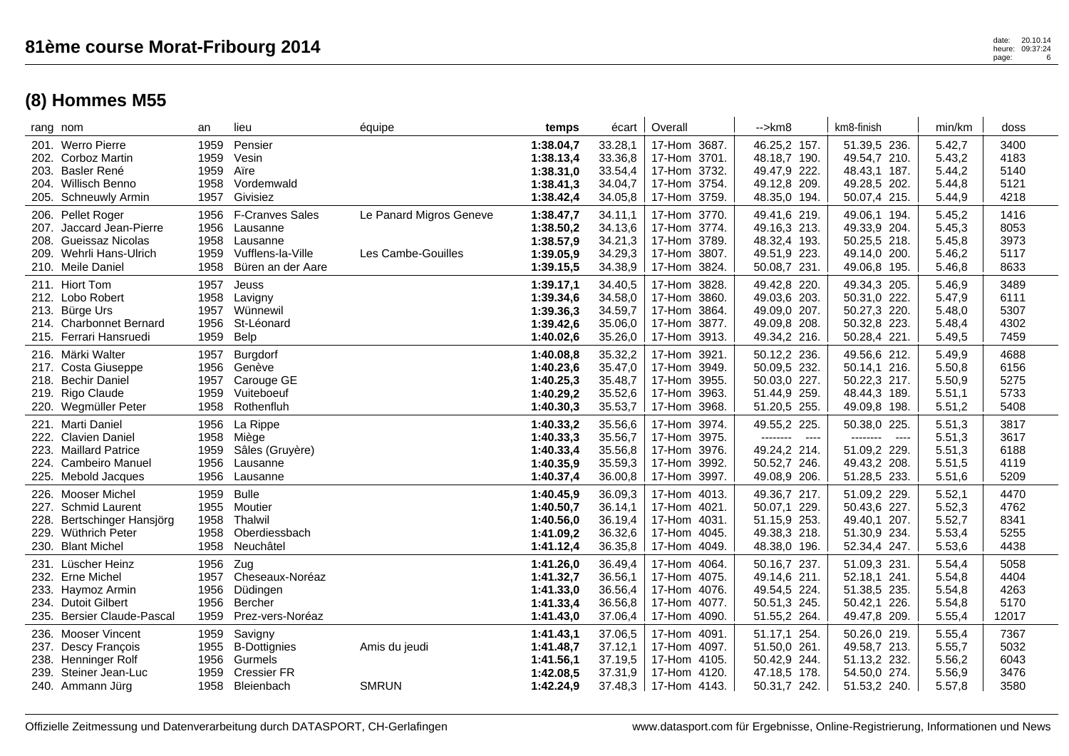# 81ème course Morat-Fribourg 2014

## (8) Hommes M55

| rang | nom | an | lieu | équipe | temps | écart | Overall | -->km8 | km8-finish | min/km | doss |
|---|---|---|---|---|---|---|---|---|---|---|---|
| 201. | Werro Pierre | 1959 | Pensier | | **1:38.04,7** | 33.28,1 | 17-Hom 3687. | 46.25,2 157. | 51.39,5 236. | 5.42,7 | 3400 |
| 202. | Corboz Martin | 1959 | Vesin | | **1:38.13,4** | 33.36,8 | 17-Hom 3701. | 48.18,7 190. | 49.54,7 210. | 5.43,2 | 4183 |
| 203. | Basler René | 1959 | Aïre | | **1:38.31,0** | 33.54,4 | 17-Hom 3732. | 49.47,9 222. | 48.43,1 187. | 5.44,2 | 5140 |
| 204. | Willisch Benno | 1958 | Vordemwald | | **1:38.41,3** | 34.04,7 | 17-Hom 3754. | 49.12,8 209. | 49.28,5 202. | 5.44,8 | 5121 |
| 205. | Schneuwly Armin | 1957 | Givisiez | | **1:38.42,4** | 34.05,8 | 17-Hom 3759. | 48.35,0 194. | 50.07,4 215. | 5.44,9 | 4218 |
| 206. | Pellet Roger | 1956 | F-Cranves Sales | Le Panard Migros Geneve | **1:38.47,7** | 34.11,1 | 17-Hom 3770. | 49.41,6 219. | 49.06,1 194. | 5.45,2 | 1416 |
| 207. | Jaccard Jean-Pierre | 1956 | Lausanne | | **1:38.50,2** | 34.13,6 | 17-Hom 3774. | 49.16,3 213. | 49.33,9 204. | 5.45,3 | 8053 |
| 208. | Gueissaz Nicolas | 1958 | Lausanne | | **1:38.57,9** | 34.21,3 | 17-Hom 3789. | 48.32,4 193. | 50.25,5 218. | 5.45,8 | 3973 |
| 209. | Wehrli Hans-Ulrich | 1959 | Vufflens-la-Ville | Les Cambe-Gouilles | **1:39.05,9** | 34.29,3 | 17-Hom 3807. | 49.51,9 223. | 49.14,0 200. | 5.46,2 | 5117 |
| 210. | Meile Daniel | 1958 | Büren an der Aare | | **1:39.15,5** | 34.38,9 | 17-Hom 3824. | 50.08,7 231. | 49.06,8 195. | 5.46,8 | 8633 |
| 211. | Hiort Tom | 1957 | Jeuss | | **1:39.17,1** | 34.40,5 | 17-Hom 3828. | 49.42,8 220. | 49.34,3 205. | 5.46,9 | 3489 |
| 212. | Lobo Robert | 1958 | Lavigny | | **1:39.34,6** | 34.58,0 | 17-Hom 3860. | 49.03,6 203. | 50.31,0 222. | 5.47,9 | 6111 |
| 213. | Bürge Urs | 1957 | Wünnewil | | **1:39.36,3** | 34.59,7 | 17-Hom 3864. | 49.09,0 207. | 50.27,3 220. | 5.48,0 | 5307 |
| 214. | Charbonnet Bernard | 1956 | St-Léonard | | **1:39.42,6** | 35.06,0 | 17-Hom 3877. | 49.09,8 208. | 50.32,8 223. | 5.48,4 | 4302 |
| 215. | Ferrari Hansruedi | 1959 | Belp | | **1:40.02,6** | 35.26,0 | 17-Hom 3913. | 49.34,2 216. | 50.28,4 221. | 5.49,5 | 7459 |
| 216. | Märki Walter | 1957 | Burgdorf | | **1:40.08,8** | 35.32,2 | 17-Hom 3921. | 50.12,2 236. | 49.56,6 212. | 5.49,9 | 4688 |
| 217. | Costa Giuseppe | 1956 | Genève | | **1:40.23,6** | 35.47,0 | 17-Hom 3949. | 50.09,5 232. | 50.14,1 216. | 5.50,8 | 6156 |
| 218. | Bechir Daniel | 1957 | Carouge GE | | **1:40.25,3** | 35.48,7 | 17-Hom 3955. | 50.03,0 227. | 50.22,3 217. | 5.50,9 | 5275 |
| 219. | Rigo Claude | 1959 | Vuiteboeuf | | **1:40.29,2** | 35.52,6 | 17-Hom 3963. | 51.44,9 259. | 48.44,3 189. | 5.51,1 | 5733 |
| 220. | Wegmüller Peter | 1958 | Rothenfluh | | **1:40.30,3** | 35.53,7 | 17-Hom 3968. | 51.20,5 255. | 49.09,8 198. | 5.51,2 | 5408 |
| 221. | Marti Daniel | 1956 | La Rippe | | **1:40.33,2** | 35.56,6 | 17-Hom 3974. | 49.55,2 225. | 50.38,0 225. | 5.51,3 | 3817 |
| 222. | Clavien Daniel | 1958 | Miège | | **1:40.33,3** | 35.56,7 | 17-Hom 3975. | -------- ---- | -------- ---- | 5.51,3 | 3617 |
| 223. | Maillard Patrice | 1959 | Sâles (Gruyère) | | **1:40.33,4** | 35.56,8 | 17-Hom 3976. | 49.24,2 214. | 51.09,2 229. | 5.51,3 | 6188 |
| 224. | Cambeiro Manuel | 1956 | Lausanne | | **1:40.35,9** | 35.59,3 | 17-Hom 3992. | 50.52,7 246. | 49.43,2 208. | 5.51,5 | 4119 |
| 225. | Mebold Jacques | 1956 | Lausanne | | **1:40.37,4** | 36.00,8 | 17-Hom 3997. | 49.08,9 206. | 51.28,5 233. | 5.51,6 | 5209 |
| 226. | Mooser Michel | 1959 | Bulle | | **1:40.45,9** | 36.09,3 | 17-Hom 4013. | 49.36,7 217. | 51.09,2 229. | 5.52,1 | 4470 |
| 227. | Schmid Laurent | 1955 | Moutier | | **1:40.50,7** | 36.14,1 | 17-Hom 4021. | 50.07,1 229. | 50.43,6 227. | 5.52,3 | 4762 |
| 228. | Bertschinger Hansjörg | 1958 | Thalwil | | **1:40.56,0** | 36.19,4 | 17-Hom 4031. | 51.15,9 253. | 49.40,1 207. | 5.52,7 | 8341 |
| 229. | Wüthrich Peter | 1958 | Oberdiessbach | | **1:41.09,2** | 36.32,6 | 17-Hom 4045. | 49.38,3 218. | 51.30,9 234. | 5.53,4 | 5255 |
| 230. | Blant Michel | 1958 | Neuchâtel | | **1:41.12,4** | 36.35,8 | 17-Hom 4049. | 48.38,0 196. | 52.34,4 247. | 5.53,6 | 4438 |
| 231. | Lüscher Heinz | 1956 | Zug | | **1:41.26,0** | 36.49,4 | 17-Hom 4064. | 50.16,7 237. | 51.09,3 231. | 5.54,4 | 5058 |
| 232. | Erne Michel | 1957 | Cheseaux-Noréaz | | **1:41.32,7** | 36.56,1 | 17-Hom 4075. | 49.14,6 211. | 52.18,1 241. | 5.54,8 | 4404 |
| 233. | Haymoz Armin | 1956 | Düdingen | | **1:41.33,0** | 36.56,4 | 17-Hom 4076. | 49.54,5 224. | 51.38,5 235. | 5.54,8 | 4263 |
| 234. | Dutoit Gilbert | 1956 | Bercher | | **1:41.33,4** | 36.56,8 | 17-Hom 4077. | 50.51,3 245. | 50.42,1 226. | 5.54,8 | 5170 |
| 235. | Bersier Claude-Pascal | 1959 | Prez-vers-Noréaz | | **1:41.43,0** | 37.06,4 | 17-Hom 4090. | 51.55,2 264. | 49.47,8 209. | 5.55,4 | 12017 |
| 236. | Mooser Vincent | 1959 | Savigny | | **1:41.43,1** | 37.06,5 | 17-Hom 4091. | 51.17,1 254. | 50.26,0 219. | 5.55,4 | 7367 |
| 237. | Descy François | 1955 | B-Dottignies | Amis du jeudi | **1:41.48,7** | 37.12,1 | 17-Hom 4097. | 51.50,0 261. | 49.58,7 213. | 5.55,7 | 5032 |
| 238. | Henninger Rolf | 1956 | Gurmels | | **1:41.56,1** | 37.19,5 | 17-Hom 4105. | 50.42,9 244. | 51.13,2 232. | 5.56,2 | 6043 |
| 239. | Steiner Jean-Luc | 1959 | Cressier FR | | **1:42.08,5** | 37.31,9 | 17-Hom 4120. | 47.18,5 178. | 54.50,0 274. | 5.56,9 | 3476 |
| 240. | Ammann Jürg | 1958 | Bleienbach | SMRUN | **1:42.24,9** | 37.48,3 | 17-Hom 4143. | 50.31,7 242. | 51.53,2 240. | 5.57,8 | 3580 |

Offizielle Zeitmessung und Datenverarbeitung durch DATASPORT, CH-Gerlafingen

www.datasport.com für Ergebnisse, Online-Registrierung, Informationen und News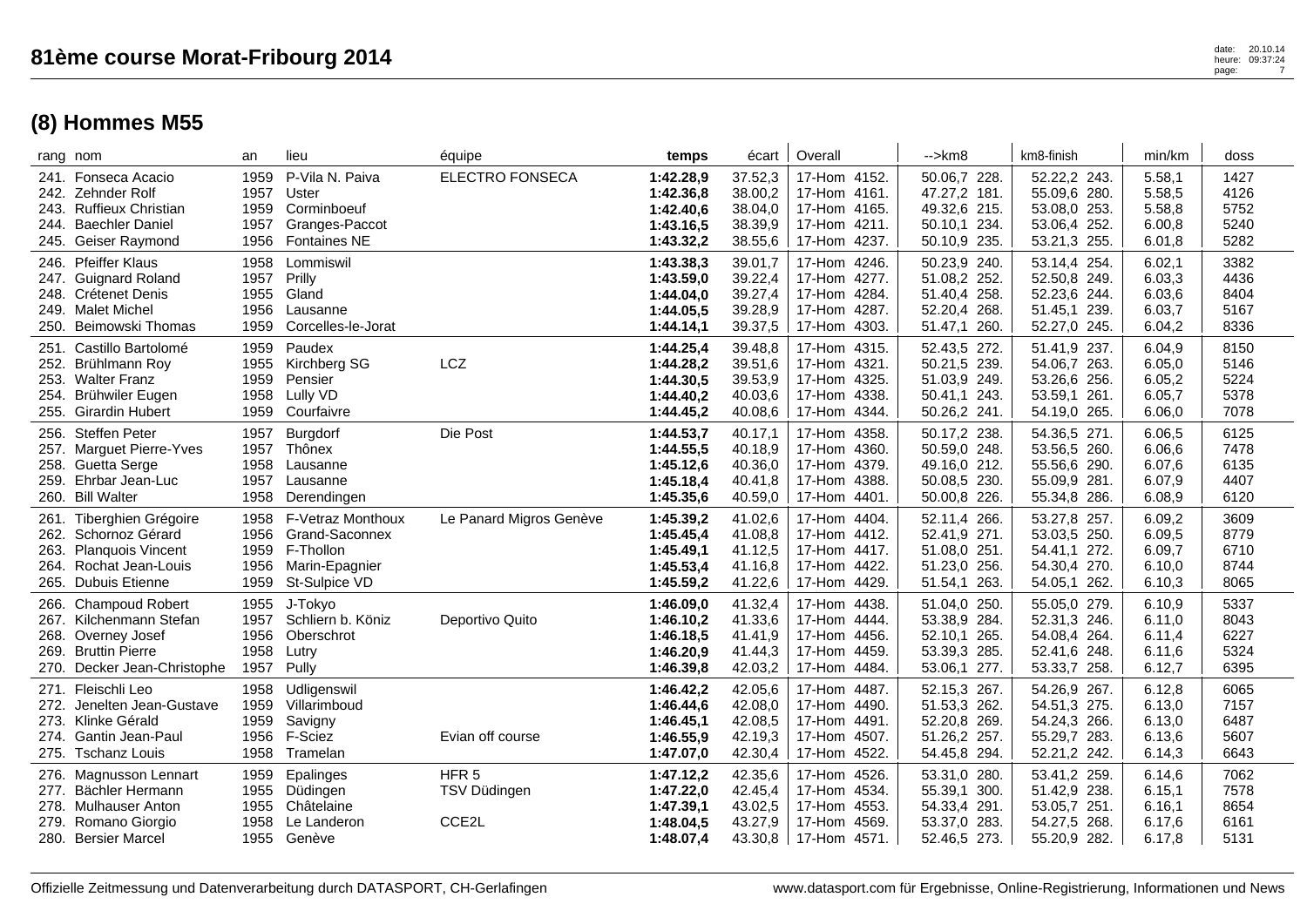# 81ème course Morat-Fribourg 2014

## (8) Hommes M55

| rang | nom | an | lieu | équipe | temps | écart | Overall | -->km8 | km8-finish | min/km | doss |
|---|---|---|---|---|---|---|---|---|---|---|---|
| 241. | Fonseca Acacio | 1959 | P-Vila N. Paiva | ELECTRO FONSECA | **1:42.28,9** | 37.52,3 | 17-Hom 4152. | 50.06,7 228. | 52.22,2 243. | 5.58,1 | 1427 |
| 242. | Zehnder Rolf | 1957 | Uster | | **1:42.36,8** | 38.00,2 | 17-Hom 4161. | 47.27,2 181. | 55.09,6 280. | 5.58,5 | 4126 |
| 243. | Ruffieux Christian | 1959 | Corminboeuf | | **1:42.40,6** | 38.04,0 | 17-Hom 4165. | 49.32,6 215. | 53.08,0 253. | 5.58,8 | 5752 |
| 244. | Baechler Daniel | 1957 | Granges-Paccot | | **1:43.16,5** | 38.39,9 | 17-Hom 4211. | 50.10,1 234. | 53.06,4 252. | 6.00,8 | 5240 |
| 245. | Geiser Raymond | 1956 | Fontaines NE | | **1:43.32,2** | 38.55,6 | 17-Hom 4237. | 50.10,9 235. | 53.21,3 255. | 6.01,8 | 5282 |
| 246. | Pfeiffer Klaus | 1958 | Lommiswil | | **1:43.38,3** | 39.01,7 | 17-Hom 4246. | 50.23,9 240. | 53.14,4 254. | 6.02,1 | 3382 |
| 247. | Guignard Roland | 1957 | Prilly | | **1:43.59,0** | 39.22,4 | 17-Hom 4277. | 51.08,2 252. | 52.50,8 249. | 6.03,3 | 4436 |
| 248. | Crétenet Denis | 1955 | Gland | | **1:44.04,0** | 39.27,4 | 17-Hom 4284. | 51.40,4 258. | 52.23,6 244. | 6.03,6 | 8404 |
| 249. | Malet Michel | 1956 | Lausanne | | **1:44.05,5** | 39.28,9 | 17-Hom 4287. | 52.20,4 268. | 51.45,1 239. | 6.03,7 | 5167 |
| 250. | Beimowski Thomas | 1959 | Corcelles-le-Jorat | | **1:44.14,1** | 39.37,5 | 17-Hom 4303. | 51.47,1 260. | 52.27,0 245. | 6.04,2 | 8336 |
| 251. | Castillo Bartolomé | 1959 | Paudex | | **1:44.25,4** | 39.48,8 | 17-Hom 4315. | 52.43,5 272. | 51.41,9 237. | 6.04,9 | 8150 |
| 252. | Brühlmann Roy | 1955 | Kirchberg SG | LCZ | **1:44.28,2** | 39.51,6 | 17-Hom 4321. | 50.21,5 239. | 54.06,7 263. | 6.05,0 | 5146 |
| 253. | Walter Franz | 1959 | Pensier | | **1:44.30,5** | 39.53,9 | 17-Hom 4325. | 51.03,9 249. | 53.26,6 256. | 6.05,2 | 5224 |
| 254. | Brühwiler Eugen | 1958 | Lully VD | | **1:44.40,2** | 40.03,6 | 17-Hom 4338. | 50.41,1 243. | 53.59,1 261. | 6.05,7 | 5378 |
| 255. | Girardin Hubert | 1959 | Courfaivre | | **1:44.45,2** | 40.08,6 | 17-Hom 4344. | 50.26,2 241. | 54.19,0 265. | 6.06,0 | 7078 |
| 256. | Steffen Peter | 1957 | Burgdorf | Die Post | **1:44.53,7** | 40.17,1 | 17-Hom 4358. | 50.17,2 238. | 54.36,5 271. | 6.06,5 | 6125 |
| 257. | Marguet Pierre-Yves | 1957 | Thônex | | **1:44.55,5** | 40.18,9 | 17-Hom 4360. | 50.59,0 248. | 53.56,5 260. | 6.06,6 | 7478 |
| 258. | Guetta Serge | 1958 | Lausanne | | **1:45.12,6** | 40.36,0 | 17-Hom 4379. | 49.16,0 212. | 55.56,6 290. | 6.07,6 | 6135 |
| 259. | Ehrbar Jean-Luc | 1957 | Lausanne | | **1:45.18,4** | 40.41,8 | 17-Hom 4388. | 50.08,5 230. | 55.09,9 281. | 6.07,9 | 4407 |
| 260. | Bill Walter | 1958 | Derendingen | | **1:45.35,6** | 40.59,0 | 17-Hom 4401. | 50.00,8 226. | 55.34,8 286. | 6.08,9 | 6120 |
| 261. | Tiberghien Grégoire | 1958 | F-Vetraz Monthoux | Le Panard Migros Genève | **1:45.39,2** | 41.02,6 | 17-Hom 4404. | 52.11,4 266. | 53.27,8 257. | 6.09,2 | 3609 |
| 262. | Schornoz Gérard | 1956 | Grand-Saconnex | | **1:45.45,4** | 41.08,8 | 17-Hom 4412. | 52.41,9 271. | 53.03,5 250. | 6.09,5 | 8779 |
| 263. | Planquois Vincent | 1959 | F-Thollon | | **1:45.49,1** | 41.12,5 | 17-Hom 4417. | 51.08,0 251. | 54.41,1 272. | 6.09,7 | 6710 |
| 264. | Rochat Jean-Louis | 1956 | Marin-Epagnier | | **1:45.53,4** | 41.16,8 | 17-Hom 4422. | 51.23,0 256. | 54.30,4 270. | 6.10,0 | 8744 |
| 265. | Dubuis Etienne | 1959 | St-Sulpice VD | | **1:45.59,2** | 41.22,6 | 17-Hom 4429. | 51.54,1 263. | 54.05,1 262. | 6.10,3 | 8065 |
| 266. | Champoud Robert | 1955 | J-Tokyo | | **1:46.09,0** | 41.32,4 | 17-Hom 4438. | 51.04,0 250. | 55.05,0 279. | 6.10,9 | 5337 |
| 267. | Kilchenmann Stefan | 1957 | Schliern b. Köniz | Deportivo Quito | **1:46.10,2** | 41.33,6 | 17-Hom 4444. | 53.38,9 284. | 52.31,3 246. | 6.11,0 | 8043 |
| 268. | Overney Josef | 1956 | Oberschrot | | **1:46.18,5** | 41.41,9 | 17-Hom 4456. | 52.10,1 265. | 54.08,4 264. | 6.11,4 | 6227 |
| 269. | Bruttin Pierre | 1958 | Lutry | | **1:46.20,9** | 41.44,3 | 17-Hom 4459. | 53.39,3 285. | 52.41,6 248. | 6.11,6 | 5324 |
| 270. | Decker Jean-Christophe | 1957 | Pully | | **1:46.39,8** | 42.03,2 | 17-Hom 4484. | 53.06,1 277. | 53.33,7 258. | 6.12,7 | 6395 |
| 271. | Fleischli Leo | 1958 | Udligenswil | | **1:46.42,2** | 42.05,6 | 17-Hom 4487. | 52.15,3 267. | 54.26,9 267. | 6.12,8 | 6065 |
| 272. | Jenelten Jean-Gustave | 1959 | Villarimboud | | **1:46.44,6** | 42.08,0 | 17-Hom 4490. | 51.53,3 262. | 54.51,3 275. | 6.13,0 | 7157 |
| 273. | Klinke Gérald | 1959 | Savigny | | **1:46.45,1** | 42.08,5 | 17-Hom 4491. | 52.20,8 269. | 54.24,3 266. | 6.13,0 | 6487 |
| 274. | Gantin Jean-Paul | 1956 | F-Sciez | Evian off course | **1:46.55,9** | 42.19,3 | 17-Hom 4507. | 51.26,2 257. | 55.29,7 283. | 6.13,6 | 5607 |
| 275. | Tschanz Louis | 1958 | Tramelan | | **1:47.07,0** | 42.30,4 | 17-Hom 4522. | 54.45,8 294. | 52.21,2 242. | 6.14,3 | 6643 |
| 276. | Magnusson Lennart | 1959 | Epalinges | HFR 5 | **1:47.12,2** | 42.35,6 | 17-Hom 4526. | 53.31,0 280. | 53.41,2 259. | 6.14,6 | 7062 |
| 277. | Bächler Hermann | 1955 | Düdingen | TSV Düdingen | **1:47.22,0** | 42.45,4 | 17-Hom 4534. | 55.39,1 300. | 51.42,9 238. | 6.15,1 | 7578 |
| 278. | Mulhauser Anton | 1955 | Châtelaine | | **1:47.39,1** | 43.02,5 | 17-Hom 4553. | 54.33,4 291. | 53.05,7 251. | 6.16,1 | 8654 |
| 279. | Romano Giorgio | 1958 | Le Landeron | CCE2L | **1:48.04,5** | 43.27,9 | 17-Hom 4569. | 53.37,0 283. | 54.27,5 268. | 6.17,6 | 6161 |
| 280. | Bersier Marcel | 1955 | Genève | | **1:48.07,4** | 43.30,8 | 17-Hom 4571. | 52.46,5 273. | 55.20,9 282. | 6.17,8 | 5131 |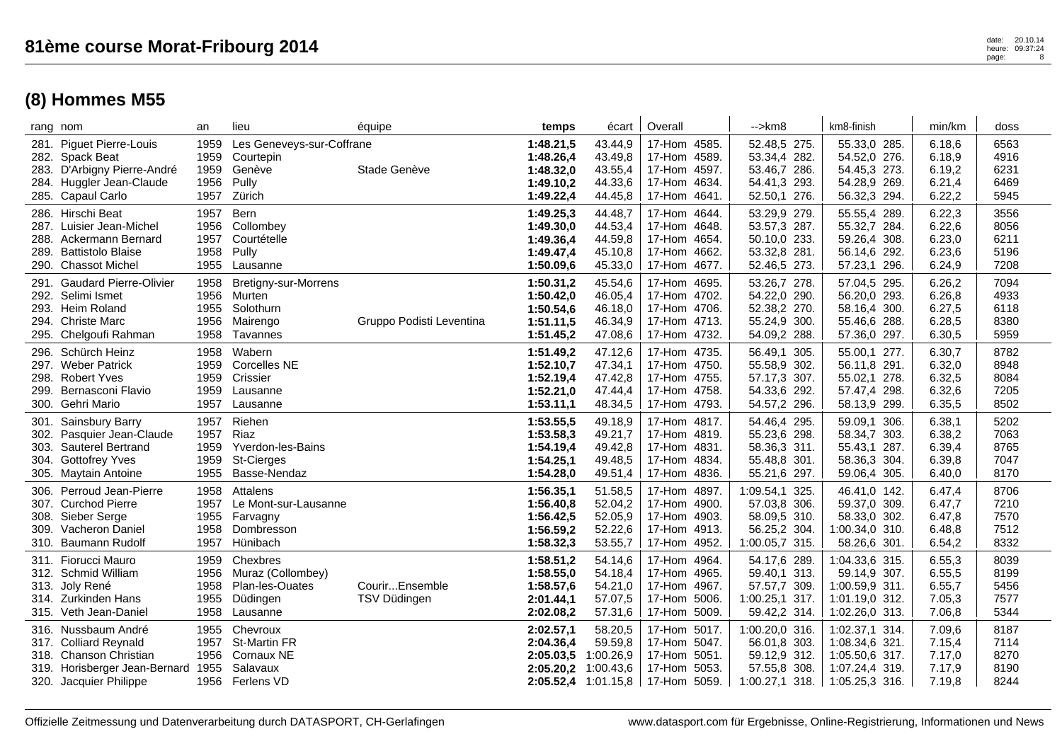# 81ème course Morat-Fribourg 2014

## (8) Hommes M55

| rang | nom | an | lieu | équipe | temps | écart | Overall | -->km8 | km8-finish | min/km | doss |
|---|---|---|---|---|---|---|---|---|---|---|---|
| 281. | Piguet Pierre-Louis | 1959 | Les Geneveys-sur-Coffrane | | **1:48.21,5** | 43.44,9 | 17-Hom 4585. | 52.48,5 275. | 55.33,0 285. | 6.18,6 | 6563 |
| 282. | Spack Beat | 1959 | Courtepin | | **1:48.26,4** | 43.49,8 | 17-Hom 4589. | 53.34,4 282. | 54.52,0 276. | 6.18,9 | 4916 |
| 283. | D'Arbigny Pierre-André | 1959 | Genève | Stade Genève | **1:48.32,0** | 43.55,4 | 17-Hom 4597. | 53.46,7 286. | 54.45,3 273. | 6.19,2 | 6231 |
| 284. | Huggler Jean-Claude | 1956 | Pully | | **1:49.10,2** | 44.33,6 | 17-Hom 4634. | 54.41,3 293. | 54.28,9 269. | 6.21,4 | 6469 |
| 285. | Capaul Carlo | 1957 | Zürich | | **1:49.22,4** | 44.45,8 | 17-Hom 4641. | 52.50,1 276. | 56.32,3 294. | 6.22,2 | 5945 |
| 286. | Hirschi Beat | 1957 | Bern | | **1:49.25,3** | 44.48,7 | 17-Hom 4644. | 53.29,9 279. | 55.55,4 289. | 6.22,3 | 3556 |
| 287. | Luisier Jean-Michel | 1956 | Collombey | | **1:49.30,0** | 44.53,4 | 17-Hom 4648. | 53.57,3 287. | 55.32,7 284. | 6.22,6 | 8056 |
| 288. | Ackermann Bernard | 1957 | Courtételle | | **1:49.36,4** | 44.59,8 | 17-Hom 4654. | 50.10,0 233. | 59.26,4 308. | 6.23,0 | 6211 |
| 289. | Battistolo Blaise | 1958 | Pully | | **1:49.47,4** | 45.10,8 | 17-Hom 4662. | 53.32,8 281. | 56.14,6 292. | 6.23,6 | 5196 |
| 290. | Chassot Michel | 1955 | Lausanne | | **1:50.09,6** | 45.33,0 | 17-Hom 4677. | 52.46,5 273. | 57.23,1 296. | 6.24,9 | 7208 |
| 291. | Gaudard Pierre-Olivier | 1958 | Bretigny-sur-Morrens | | **1:50.31,2** | 45.54,6 | 17-Hom 4695. | 53.26,7 278. | 57.04,5 295. | 6.26,2 | 7094 |
| 292. | Selimi Ismet | 1956 | Murten | | **1:50.42,0** | 46.05,4 | 17-Hom 4702. | 54.22,0 290. | 56.20,0 293. | 6.26,8 | 4933 |
| 293. | Heim Roland | 1955 | Solothurn | | **1:50.54,6** | 46.18,0 | 17-Hom 4706. | 52.38,2 270. | 58.16,4 300. | 6.27,5 | 6118 |
| 294. | Christe Marc | 1956 | Mairengo | Gruppo Podisti Leventina | **1:51.11,5** | 46.34,9 | 17-Hom 4713. | 55.24,9 300. | 55.46,6 288. | 6.28,5 | 8380 |
| 295. | Chelgoufi Rahman | 1958 | Tavannes | | **1:51.45,2** | 47.08,6 | 17-Hom 4732. | 54.09,2 288. | 57.36,0 297. | 6.30,5 | 5959 |
| 296. | Schürch Heinz | 1958 | Wabern | | **1:51.49,2** | 47.12,6 | 17-Hom 4735. | 56.49,1 305. | 55.00,1 277. | 6.30,7 | 8782 |
| 297. | Weber Patrick | 1959 | Corcelles NE | | **1:52.10,7** | 47.34,1 | 17-Hom 4750. | 55.58,9 302. | 56.11,8 291. | 6.32,0 | 8948 |
| 298. | Robert Yves | 1959 | Crissier | | **1:52.19,4** | 47.42,8 | 17-Hom 4755. | 57.17,3 307. | 55.02,1 278. | 6.32,5 | 8084 |
| 299. | Bernasconi Flavio | 1959 | Lausanne | | **1:52.21,0** | 47.44,4 | 17-Hom 4758. | 54.33,6 292. | 57.47,4 298. | 6.32,6 | 7205 |
| 300. | Gehri Mario | 1957 | Lausanne | | **1:53.11,1** | 48.34,5 | 17-Hom 4793. | 54.57,2 296. | 58.13,9 299. | 6.35,5 | 8502 |
| 301. | Sainsbury Barry | 1957 | Riehen | | **1:53.55,5** | 49.18,9 | 17-Hom 4817. | 54.46,4 295. | 59.09,1 306. | 6.38,1 | 5202 |
| 302. | Pasquier Jean-Claude | 1957 | Riaz | | **1:53.58,3** | 49.21,7 | 17-Hom 4819. | 55.23,6 298. | 58.34,7 303. | 6.38,2 | 7063 |
| 303. | Sauterel Bertrand | 1959 | Yverdon-les-Bains | | **1:54.19,4** | 49.42,8 | 17-Hom 4831. | 58.36,3 311. | 55.43,1 287. | 6.39,4 | 8765 |
| 304. | Gottofrey Yves | 1959 | St-Cierges | | **1:54.25,1** | 49.48,5 | 17-Hom 4834. | 55.48,8 301. | 58.36,3 304. | 6.39,8 | 7047 |
| 305. | Maytain Antoine | 1955 | Basse-Nendaz | | **1:54.28,0** | 49.51,4 | 17-Hom 4836. | 55.21,6 297. | 59.06,4 305. | 6.40,0 | 8170 |
| 306. | Perroud Jean-Pierre | 1958 | Attalens | | **1:56.35,1** | 51.58,5 | 17-Hom 4897. | 1:09.54,1 325. | 46.41,0 142. | 6.47,4 | 8706 |
| 307. | Curchod Pierre | 1957 | Le Mont-sur-Lausanne | | **1:56.40,8** | 52.04,2 | 17-Hom 4900. | 57.03,8 306. | 59.37,0 309. | 6.47,7 | 7210 |
| 308. | Sieber Serge | 1955 | Farvagny | | **1:56.42,5** | 52.05,9 | 17-Hom 4903. | 58.09,5 310. | 58.33,0 302. | 6.47,8 | 7570 |
| 309. | Vacheron Daniel | 1958 | Dombresson | | **1:56.59,2** | 52.22,6 | 17-Hom 4913. | 56.25,2 304. | 1:00.34,0 310. | 6.48,8 | 7512 |
| 310. | Baumann Rudolf | 1957 | Hünibach | | **1:58.32,3** | 53.55,7 | 17-Hom 4952. | 1:00.05,7 315. | 58.26,6 301. | 6.54,2 | 8332 |
| 311. | Fiorucci Mauro | 1959 | Chexbres | | **1:58.51,2** | 54.14,6 | 17-Hom 4964. | 54.17,6 289. | 1:04.33,6 315. | 6.55,3 | 8039 |
| 312. | Schmid William | 1956 | Muraz (Collombey) | | **1:58.55,0** | 54.18,4 | 17-Hom 4965. | 59.40,1 313. | 59.14,9 307. | 6.55,5 | 8199 |
| 313. | Joly René | 1958 | Plan-les-Ouates | Courir...Ensemble | **1:58.57,6** | 54.21,0 | 17-Hom 4967. | 57.57,7 309. | 1:00.59,9 311. | 6.55,7 | 5456 |
| 314. | Zurkinden Hans | 1955 | Düdingen | TSV Düdingen | **2:01.44,1** | 57.07,5 | 17-Hom 5006. | 1:00.25,1 317. | 1:01.19,0 312. | 7.05,3 | 7577 |
| 315. | Veth Jean-Daniel | 1958 | Lausanne | | **2:02.08,2** | 57.31,6 | 17-Hom 5009. | 59.42,2 314. | 1:02.26,0 313. | 7.06,8 | 5344 |
| 316. | Nussbaum André | 1955 | Chevroux | | **2:02.57,1** | 58.20,5 | 17-Hom 5017. | 1:00.20,0 316. | 1:02.37,1 314. | 7.09,6 | 8187 |
| 317. | Colliard Reynald | 1957 | St-Martin FR | | **2:04.36,4** | 59.59,8 | 17-Hom 5047. | 56.01,8 303. | 1:08.34,6 321. | 7.15,4 | 7114 |
| 318. | Chanson Christian | 1956 | Cornaux NE | | **2:05.03,5** | 1:00.26,9 | 17-Hom 5051. | 59.12,9 312. | 1:05.50,6 317. | 7.17,0 | 8270 |
| 319. | Horisberger Jean-Bernard | 1955 | Salavaux | | **2:05.20,2** | 1:00.43,6 | 17-Hom 5053. | 57.55,8 308. | 1:07.24,4 319. | 7.17,9 | 8190 |
| 320. | Jacquier Philippe | 1956 | Ferlens VD | | **2:05.52,4** | 1:01.15,8 | 17-Hom 5059. | 1:00.27,1 318. | 1:05.25,3 316. | 7.19,8 | 8244 |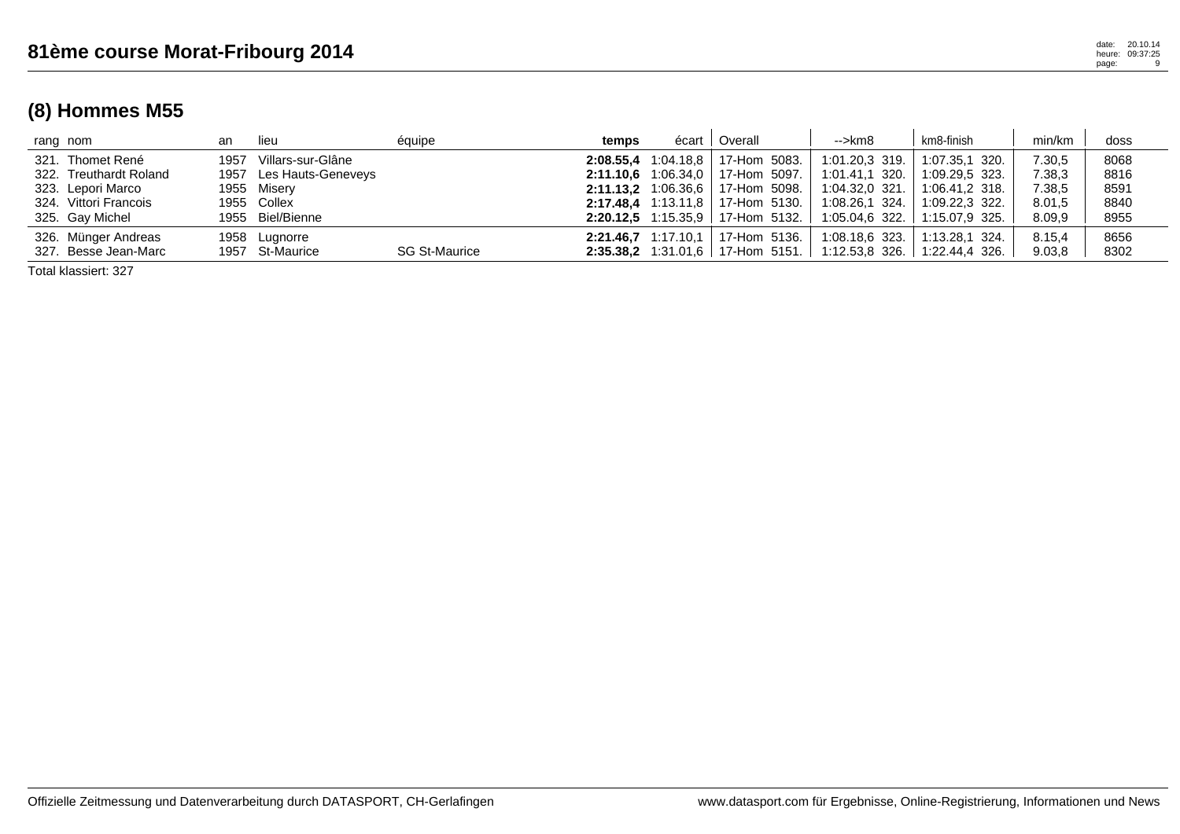## (8) Hommes M55

| rang | nom | an | lieu | équipe | temps | écart | Overall | -->km8 | km8-finish | min/km | doss |
|---|---|---|---|---|---|---|---|---|---|---|---|
| 321. | Thomet René | 1957 | Villars-sur-Glâne | | **2:08.55,4** | 1:04.18,8 | 17-Hom 5083. | 1:01.20,3 319. | 1:07.35,1 320. | 7.30,5 | 8068 |
| 322. | Treuthardt Roland | 1957 | Les Hauts-Geneveys | | **2:11.10,6** | 1:06.34,0 | 17-Hom 5097. | 1:01.41,1 320. | 1:09.29,5 323. | 7.38,3 | 8816 |
| 323. | Lepori Marco | 1955 | Misery | | **2:11.13,2** | 1:06.36,6 | 17-Hom 5098. | 1:04.32,0 321. | 1:06.41,2 318. | 7.38,5 | 8591 |
| 324. | Vittori Francois | 1955 | Collex | | **2:17.48,4** | 1:13.11,8 | 17-Hom 5130. | 1:08.26,1 324. | 1:09.22,3 322. | 8.01,5 | 8840 |
| 325. | Gay Michel | 1955 | Biel/Bienne | | **2:20.12,5** | 1:15.35,9 | 17-Hom 5132. | 1:05.04,6 322. | 1:15.07,9 325. | 8.09,9 | 8955 |
| 326. | Münger Andreas | 1958 | Lugnorre | | **2:21.46,7** | 1:17.10,1 | 17-Hom 5136. | 1:08.18,6 323. | 1:13.28,1 324. | 8.15,4 | 8656 |
| 327. | Besse Jean-Marc | 1957 | St-Maurice | SG St-Maurice | **2:35.38,2** | 1:31.01,6 | 17-Hom 5151. | 1:12.53,8 326. | 1:22.44,4 326. | 9.03,8 | 8302 |

Total klassiert: 327